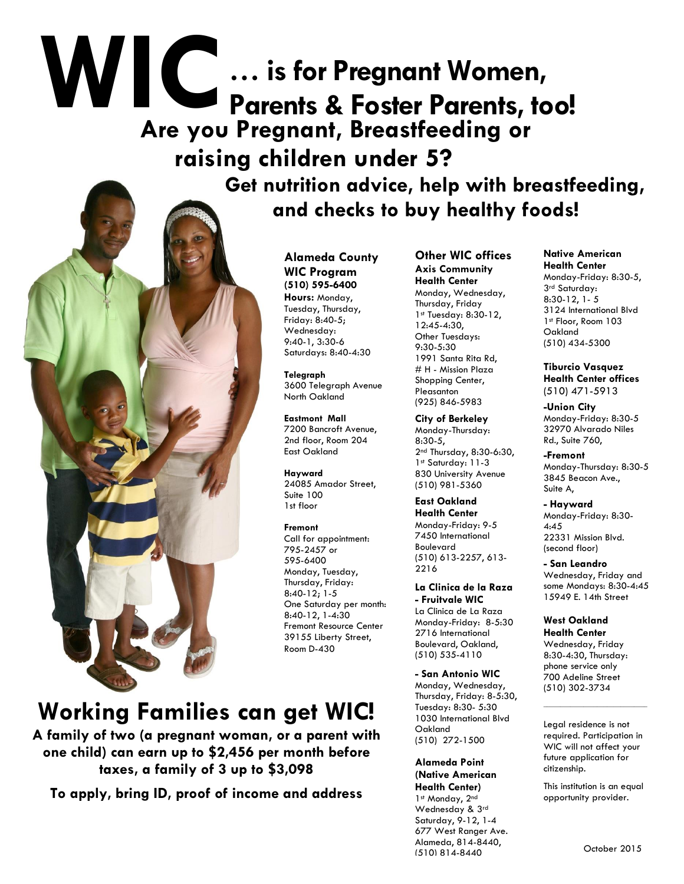# WIC … is for Pregnant Women, Parents & Foster Parents, too!

## Are you Pregnant, Breastfeeding or raising children under 5?

### Get nutrition advice, help with breastfeeding, and checks to buy healthy foods!

**Alameda County WIC Program**
**(510) 595-6400**
**Hours:** Monday, Tuesday, Thursday, Friday: 8:40-5; Wednesday: 9:40-1, 3:30-6
Saturdays: 8:40-4:30

**Telegraph**
3600 Telegraph Avenue
North Oakland

**Eastmont Mall**
7200 Bancroft Avenue, 2nd floor, Room 204
East Oakland

**Hayward**
24085 Amador Street, Suite 100
1st floor

**Fremont**
Call for appointment: 795-2457 or 595-6400
Monday, Tuesday, Thursday, Friday: 8:40-12; 1-5
One Saturday per month: 8:40-12, 1-4:30
Fremont Resource Center
39155 Liberty Street, Room D-430

**Other WIC offices**

**Axis Community Health Center**
Monday, Wednesday, Thursday, Friday
1st Tuesday: 8:30-12, 12:45-4:30,
Other Tuesdays: 9:30-5:30
1991 Santa Rita Rd, # H - Mission Plaza Shopping Center, Pleasanton
(925) 846-5983

**City of Berkeley**
Monday-Thursday: 8:30-5,
2nd Thursday, 8:30-6:30,
1st Saturday: 11-3
830 University Avenue
(510) 981-5360

**East Oakland Health Center**
Monday-Friday: 9-5
7450 International Boulevard
(510) 613-2257, 613-2216

**La Clinica de la Raza - Fruitvale WIC**
La Clinica de La Raza
Monday-Friday: 8-5:30
2716 International Boulevard, Oakland,
(510) 535-4110

**- San Antonio WIC**
Monday, Wednesday, Thursday, Friday: 8-5:30,
Tuesday: 8:30- 5:30
1030 International Blvd
Oakland
(510) 272-1500

**Alameda Point (Native American Health Center)**
1st Monday, 2nd Wednesday & 3rd Saturday, 9-12, 1-4
677 West Ranger Ave.
Alameda, 814-8440,
(510) 814-8440

**Native American Health Center**
Monday-Friday: 8:30-5,
3rd Saturday: 8:30-12, 1- 5
3124 International Blvd
1st Floor, Room 103
Oakland
(510) 434-5300

**Tiburcio Vasquez Health Center offices**
(510) 471-5913

**-Union City**
Monday-Friday: 8:30-5
32970 Alvarado Niles Rd., Suite 760,

**-Fremont**
Monday-Thursday: 8:30-5
3845 Beacon Ave., Suite A,

**- Hayward**
Monday-Friday: 8:30-4:45
22331 Mission Blvd. (second floor)

**- San Leandro**
Wednesday, Friday and some Mondays: 8:30-4:45
15949 E. 14th Street

**West Oakland Health Center**
Wednesday, Friday 8:30-4:30, Thursday: phone service only
700 Adeline Street
(510) 302-3734

---

Legal residence is not required. Participation in WIC will not affect your future application for citizenship.

This institution is an equal opportunity provider.

## Working Families can get WIC!

**A family of two (a pregnant woman, or a parent with one child) can earn up to $2,456 per month before taxes, a family of 3 up to $3,098**

**To apply, bring ID, proof of income and address**

October 2015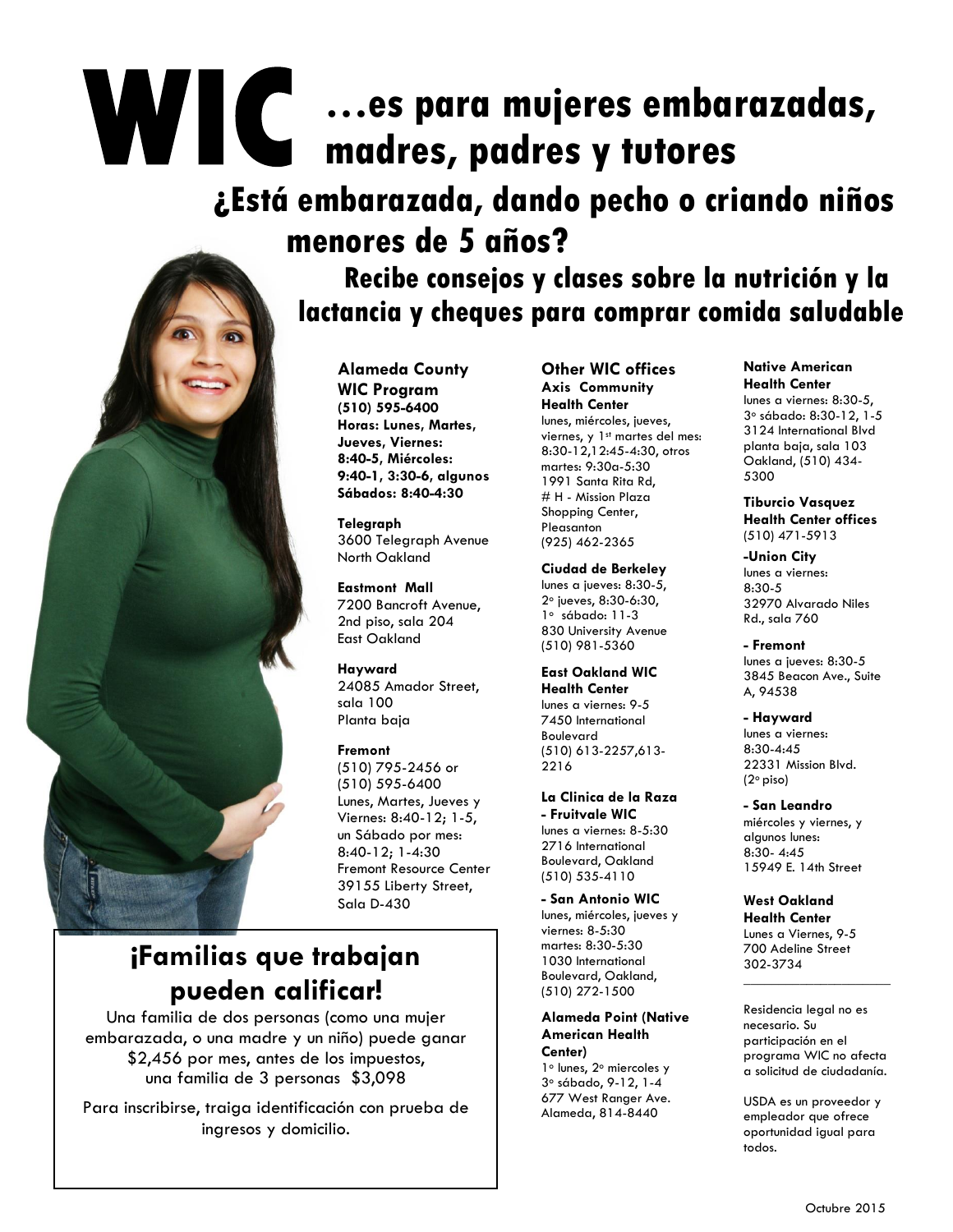# WIC …es para mujeres embarazadas, madres, padres y tutores

## ¿Está embarazada, dando pecho o criando niños menores de 5 años?

### Recibe consejos y clases sobre la nutrición y la lactancia y cheques para comprar comida saludable

**Alameda County WIC Program**
**(510) 595-6400**
**Horas: Lunes, Martes, Jueves, Viernes: 8:40-5, Miércoles: 9:40-1, 3:30-6, algunos Sábados: 8:40-4:30**

**Telegraph**
3600 Telegraph Avenue
North Oakland

**Eastmont Mall**
7200 Bancroft Avenue, 2nd piso, sala 204
East Oakland

**Hayward**
24085 Amador Street, sala 100
Planta baja

**Fremont**
(510) 795-2456 or (510) 595-6400
Lunes, Martes, Jueves y Viernes: 8:40-12; 1-5, un Sábado por mes: 8:40-12; 1-4:30
Fremont Resource Center
39155 Liberty Street, Sala D-430

**Other WIC offices**

**Axis Community Health Center**
lunes, miércoles, jueves, viernes, y 1st martes del mes: 8:30-12,12:45-4:30, otros martes: 9:30a-5:30
1991 Santa Rita Rd, # H - Mission Plaza Shopping Center, Pleasanton
(925) 462-2365

**Ciudad de Berkeley**
lunes a jueves: 8:30-5, 2º jueves, 8:30-6:30, 1º sábado: 11-3
830 University Avenue
(510) 981-5360

**East Oakland WIC Health Center**
lunes a viernes: 9-5
7450 International Boulevard
(510) 613-2257,613-2216

**La Clinica de la Raza**

**- Fruitvale WIC**
lunes a viernes: 8-5:30
2716 International Boulevard, Oakland
(510) 535-4110

**- San Antonio WIC**
lunes, miércoles, jueves y viernes: 8-5:30
martes: 8:30-5:30
1030 International Boulevard, Oakland,
(510) 272-1500

**Alameda Point (Native American Health Center)**
1º lunes, 2º miercoles y 3º sábado, 9-12, 1-4
677 West Ranger Ave.
Alameda, 814-8440

**Native American Health Center**
lunes a viernes: 8:30-5, 3º sábado: 8:30-12, 1-5
3124 International Blvd planta baja, sala 103
Oakland, (510) 434-5300

**Tiburcio Vasquez Health Center offices**
(510) 471-5913

**-Union City**
lunes a viernes: 8:30-5
32970 Alvarado Niles Rd., sala 760

**- Fremont**
lunes a jueves: 8:30-5
3845 Beacon Ave., Suite A, 94538

**- Hayward**
lunes a viernes: 8:30-4:45
22331 Mission Blvd. (2º piso)

**- San Leandro**
miércoles y viernes, y algunos lunes: 8:30- 4:45
15949 E. 14th Street

**West Oakland Health Center**
Lunes a Viernes, 9-5
700 Adeline Street
302-3734

---

Residencia legal no es necesario. Su participación en el programa WIC no afecta a solicitud de ciudadanía.

USDA es un proveedor y empleador que ofrece oportunidad igual para todos.

## ¡Familias que trabajan pueden calificar!

Una familia de dos personas (como una mujer embarazada, o una madre y un niño) puede ganar $2,456 por mes, antes de los impuestos, una familia de 3 personas $3,098

Para inscribirse, traiga identificación con prueba de ingresos y domicilio.

Octubre 2015